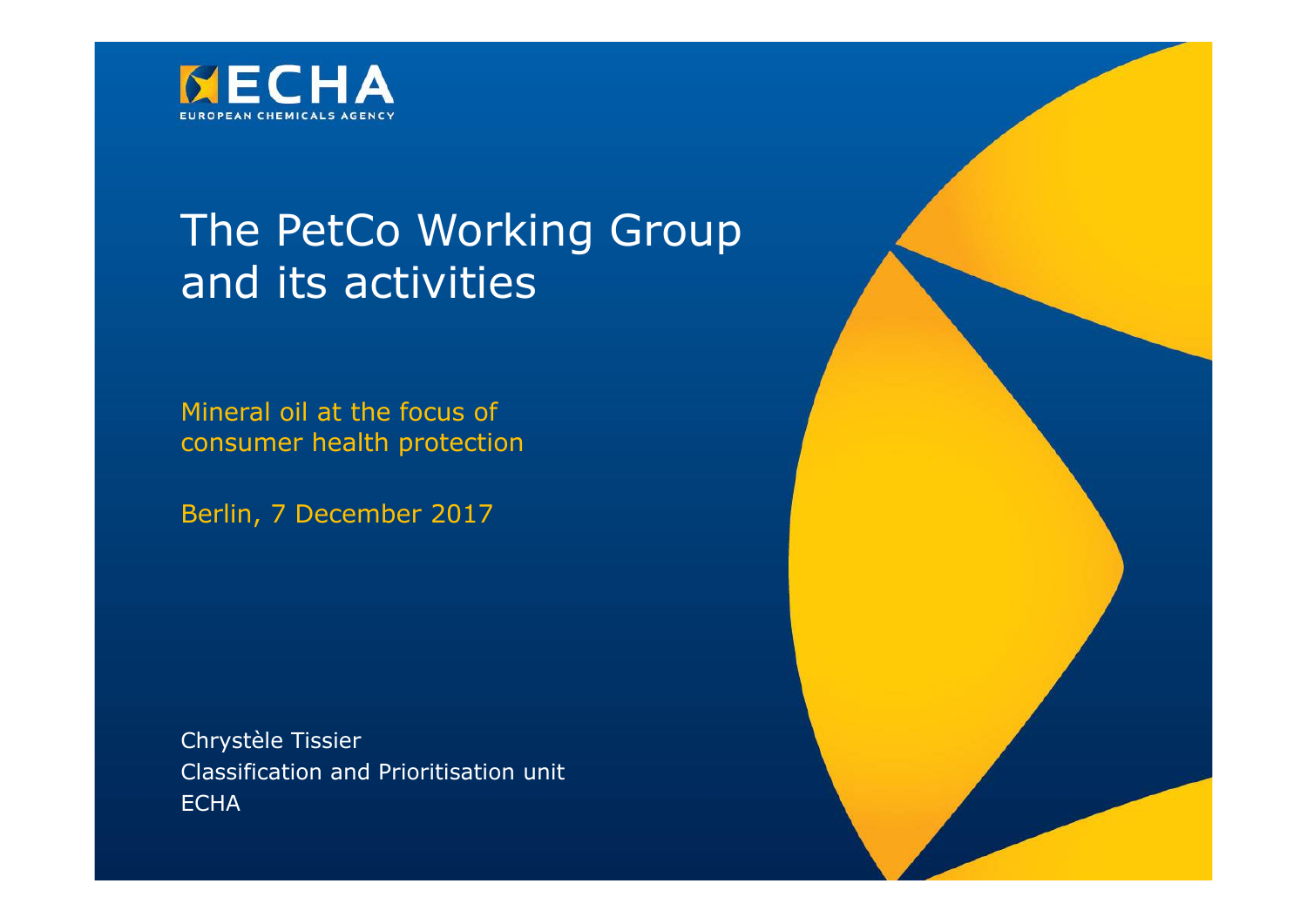ECHA

EUROPEAN CHEMICALS AGENCY

# The PetCo Working Group and its activities

Mineral oil at the focus of consumer health protection

Berlin, 7 December 2017

Chrystèle Tissier
Classification and Prioritisation unit
ECHA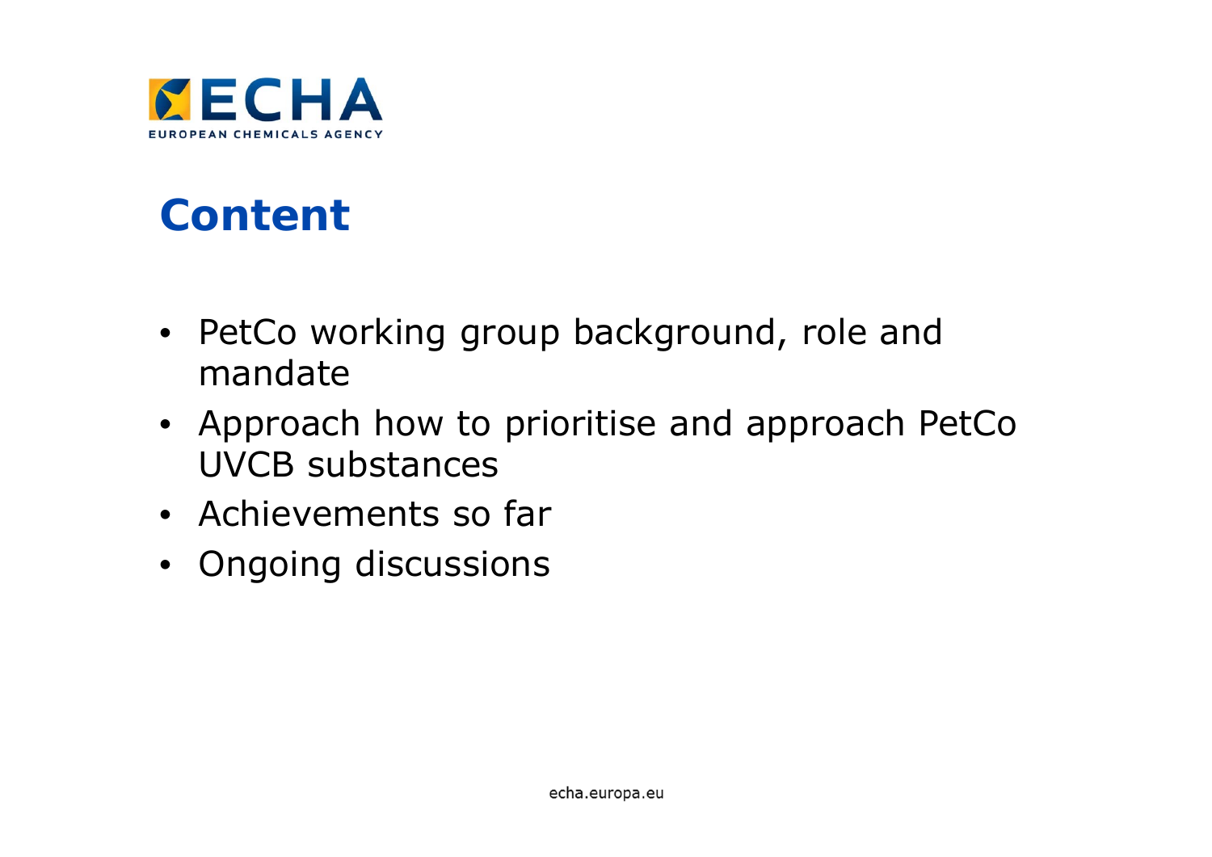# Content

- PetCo working group background, role and mandate
- Approach how to prioritise and approach PetCo UVCB substances
- Achievements so far
- Ongoing discussions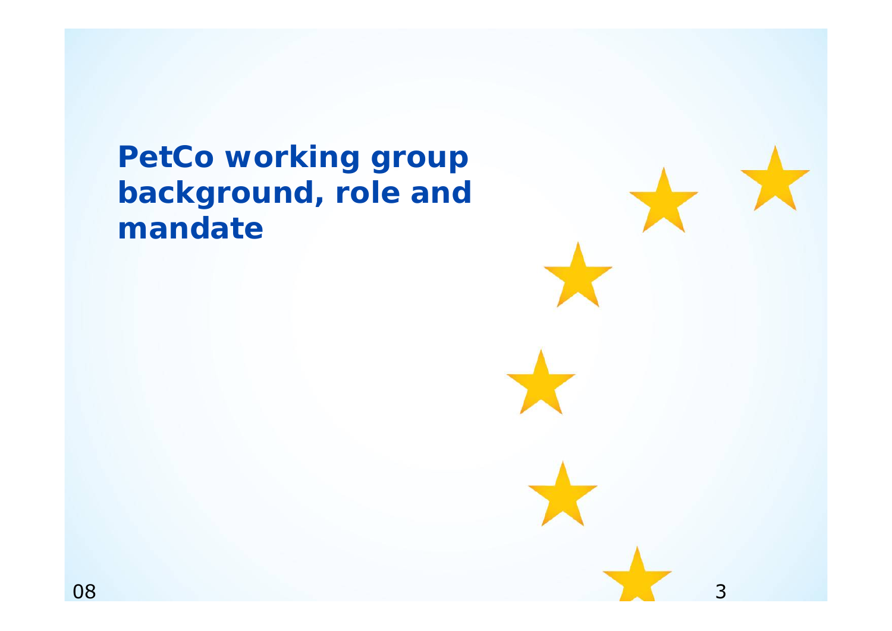# PetCo working group background, role and mandate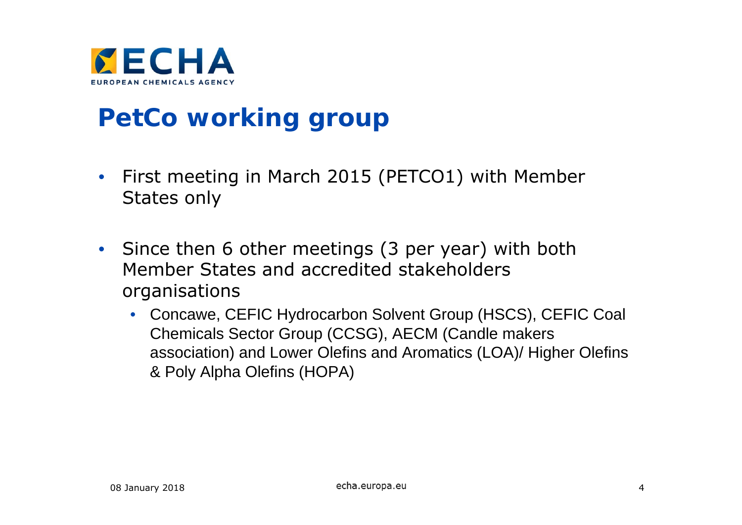# PetCo working group

- First meeting in March 2015 (PETCO1) with Member States only
- Since then 6 other meetings (3 per year) with both Member States and accredited stakeholders organisations
  - Concawe, CEFIC Hydrocarbon Solvent Group (HSCS), CEFIC Coal Chemicals Sector Group (CCSG), AECM (Candle makers association) and Lower Olefins and Aromatics (LOA)/ Higher Olefins & Poly Alpha Olefins (HOPA)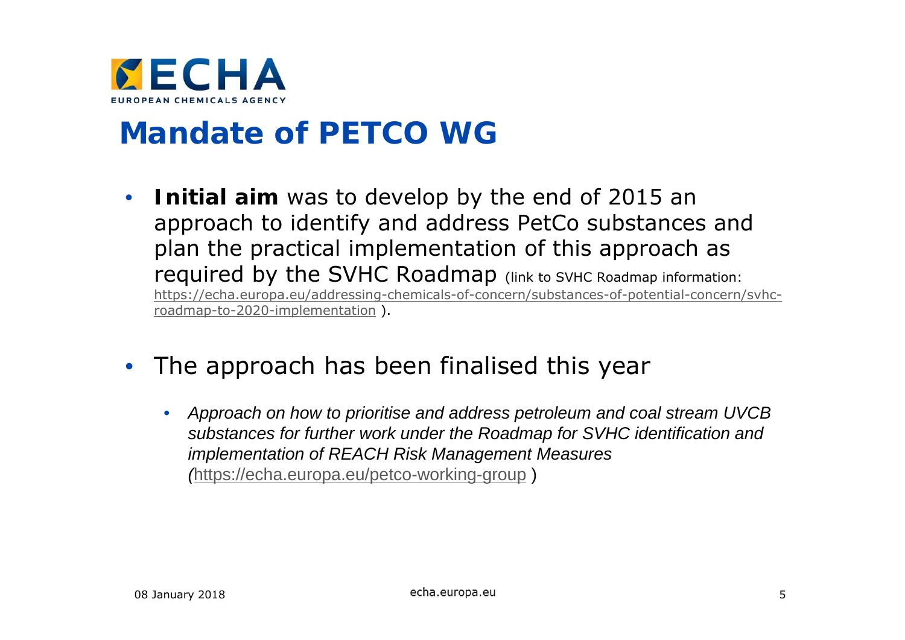# Mandate of PETCO WG

- **Initial aim** was to develop by the end of 2015 an approach to identify and address PetCo substances and plan the practical implementation of this approach as required by the SVHC Roadmap (link to SVHC Roadmap information: https://echa.europa.eu/addressing-chemicals-of-concern/substances-of-potential-concern/svhc-roadmap-to-2020-implementation ).

- The approach has been finalised this year
  - *Approach on how to prioritise and address petroleum and coal stream UVCB substances for further work under the Roadmap for SVHC identification and implementation of REACH Risk Management Measures (*https://echa.europa.eu/petco-working-group )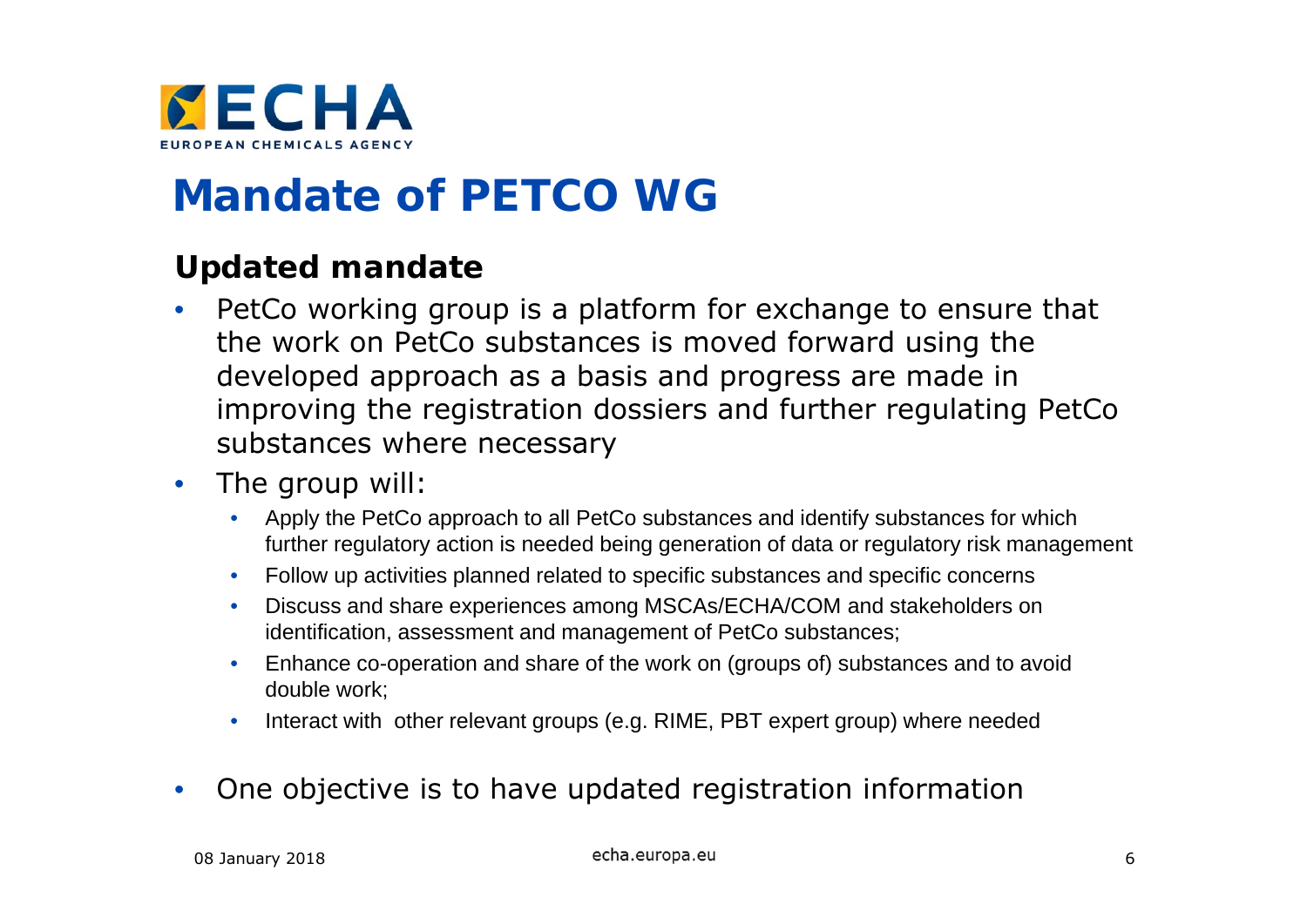# Mandate of PETCO WG

## Updated mandate

- PetCo working group is a platform for exchange to ensure that the work on PetCo substances is moved forward using the developed approach as a basis and progress are made in improving the registration dossiers and further regulating PetCo substances where necessary
- The group will:
  - Apply the PetCo approach to all PetCo substances and identify substances for which further regulatory action is needed being generation of data or regulatory risk management
  - Follow up activities planned related to specific substances and specific concerns
  - Discuss and share experiences among MSCAs/ECHA/COM and stakeholders on identification, assessment and management of PetCo substances;
  - Enhance co-operation and share of the work on (groups of) substances and to avoid double work;
  - Interact with other relevant groups (e.g. RIME, PBT expert group) where needed
- One objective is to have updated registration information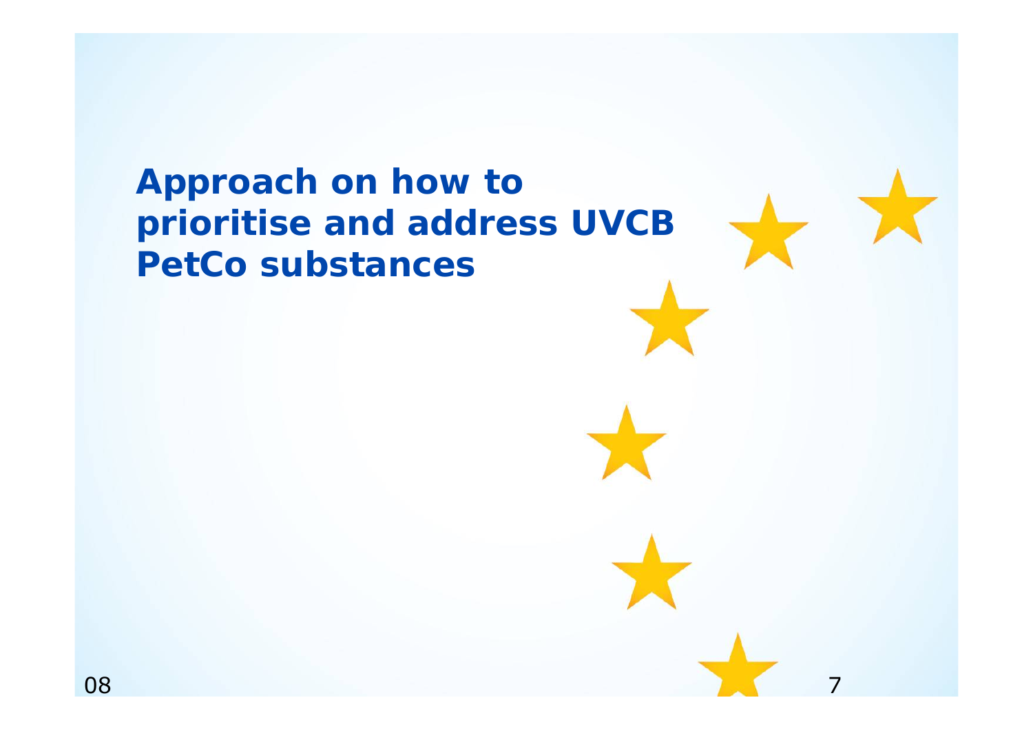# Approach on how to prioritise and address UVCB PetCo substances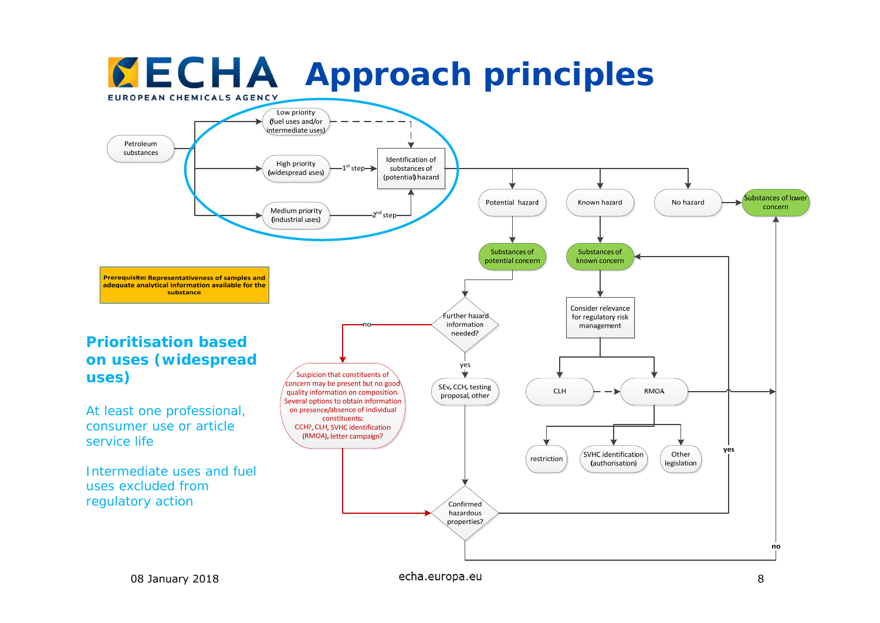# Approach principles

Petroleum substances

- Low priority (fuel uses and/or intermediate uses)
- High priority (widespread uses) — 1st step
- Medium priority (industrial uses) — 2nd step

Identification of substances of (potential) hazard

- Potential hazard → Substances of potential concern
- Known hazard → Substances of known concern
- No hazard → Substances of lower concern

Substances of potential concern → Further hazard information needed?

- no → Suspicion that constituents of concern may be present but no good quality information on composition. Several options to obtain information on presence/absence of individual constituents: CCH?, CLH, SVHC identification (RMOA), letter campaign?
- yes → SEv, CCH, testing proposal, other

→ Confirmed hazardous properties?

- yes → Substances of known concern
- no → Substances of lower concern

Substances of known concern → Consider relevance for regulatory risk management → CLH / RMOA → restriction, SVHC identification (authorisation), Other legislation

**Prerequisite: Representativeness of samples and adequate analytical information available for the substance**

## Prioritisation based on uses (widespread uses)

At least one professional, consumer use or article service life

Intermediate uses and fuel uses excluded from regulatory action

08 January 2018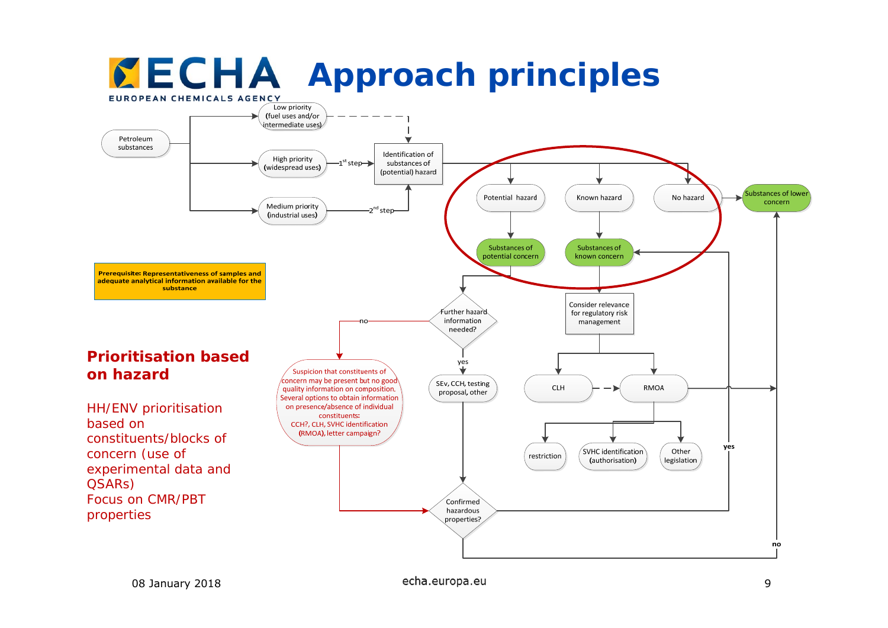# Approach principles

Petroleum substances

- Low priority (fuel uses and/or intermediate uses)
- High priority (widespread uses) — 1st step
- Medium priority (industrial uses) — 2nd step

Identification of substances of (potential) hazard

- Potential hazard → Substances of potential concern
- Known hazard → Substances of known concern
- No hazard → Substances of lower concern

**Prerequisite: Representativeness of samples and adequate analytical information available for the substance**

Further hazard information needed?

- no → Suspicion that constituents of concern may be present but no good quality information on composition. Several options to obtain information on presence/absence of individual constituents: CCH?, CLH, SVHC identification (RMOA), letter campaign?
- yes → SEv, CCH, testing proposal, other

Confirmed hazardous properties?

- yes → Substances of known concern
- no → Substances of lower concern

Consider relevance for regulatory risk management

- CLH
- RMOA
  - restriction
  - SVHC identification (authorisation)
  - Other legislation

## Prioritisation based on hazard

HH/ENV prioritisation based on constituents/blocks of concern (use of experimental data and QSARs)

Focus on CMR/PBT properties

08 January 2018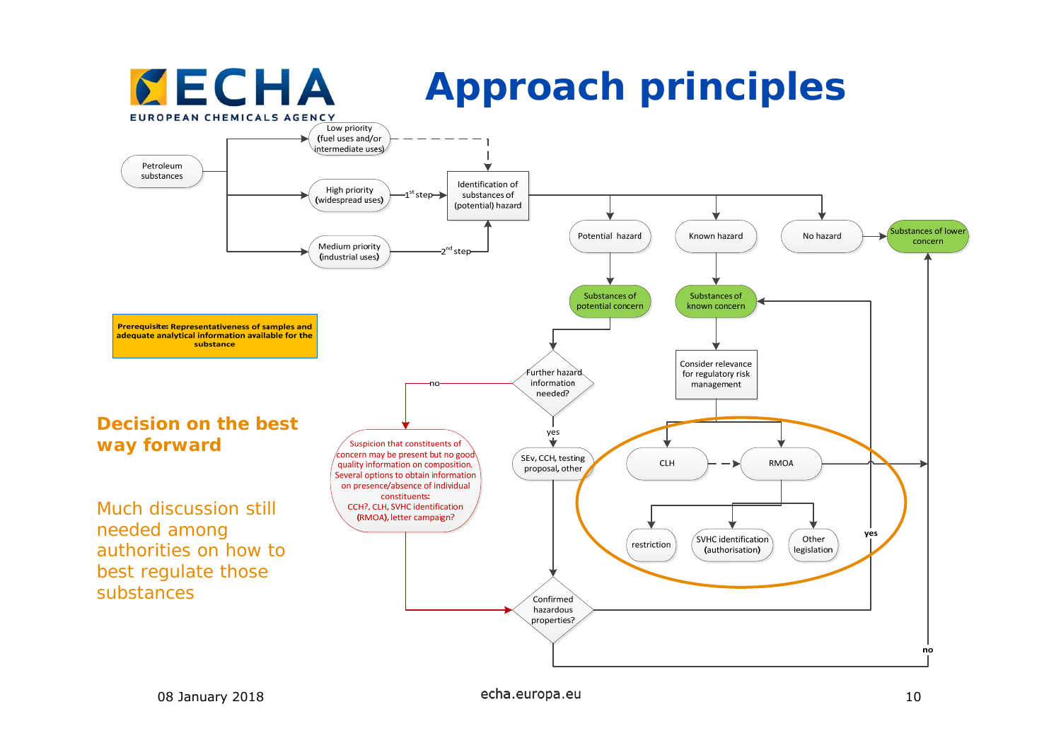# Approach principles

Petroleum substances

- Low priority (fuel uses and/or intermediate uses)
- High priority (widespread uses) — 1st step
- Medium priority (industrial uses) — 2nd step

Identification of substances of (potential) hazard

- Potential hazard → Substances of potential concern
- Known hazard → Substances of known concern
- No hazard → Substances of lower concern

Substances of potential concern → Further hazard information needed?

- no → Suspicion that constituents of concern may be present but no good quality information on composition. Several options to obtain information on presence/absence of individual constituents: CCH?, CLH, SVHC identification (RMOA), letter campaign? → Confirmed hazardous properties?
- yes → SEv, CCH, testing proposal, other → Confirmed hazardous properties?

Confirmed hazardous properties?

- yes → Substances of known concern
- no → Substances of lower concern

Substances of known concern → Consider relevance for regulatory risk management → CLH, RMOA

RMOA → restriction, SVHC identification (authorisation), Other legislation

Prerequisite: Representativeness of samples and adequate analytical information available for the substance

## Decision on the best way forward

Much discussion still needed among authorities on how to best regulate those substances

08 January 2018

echa.europa.eu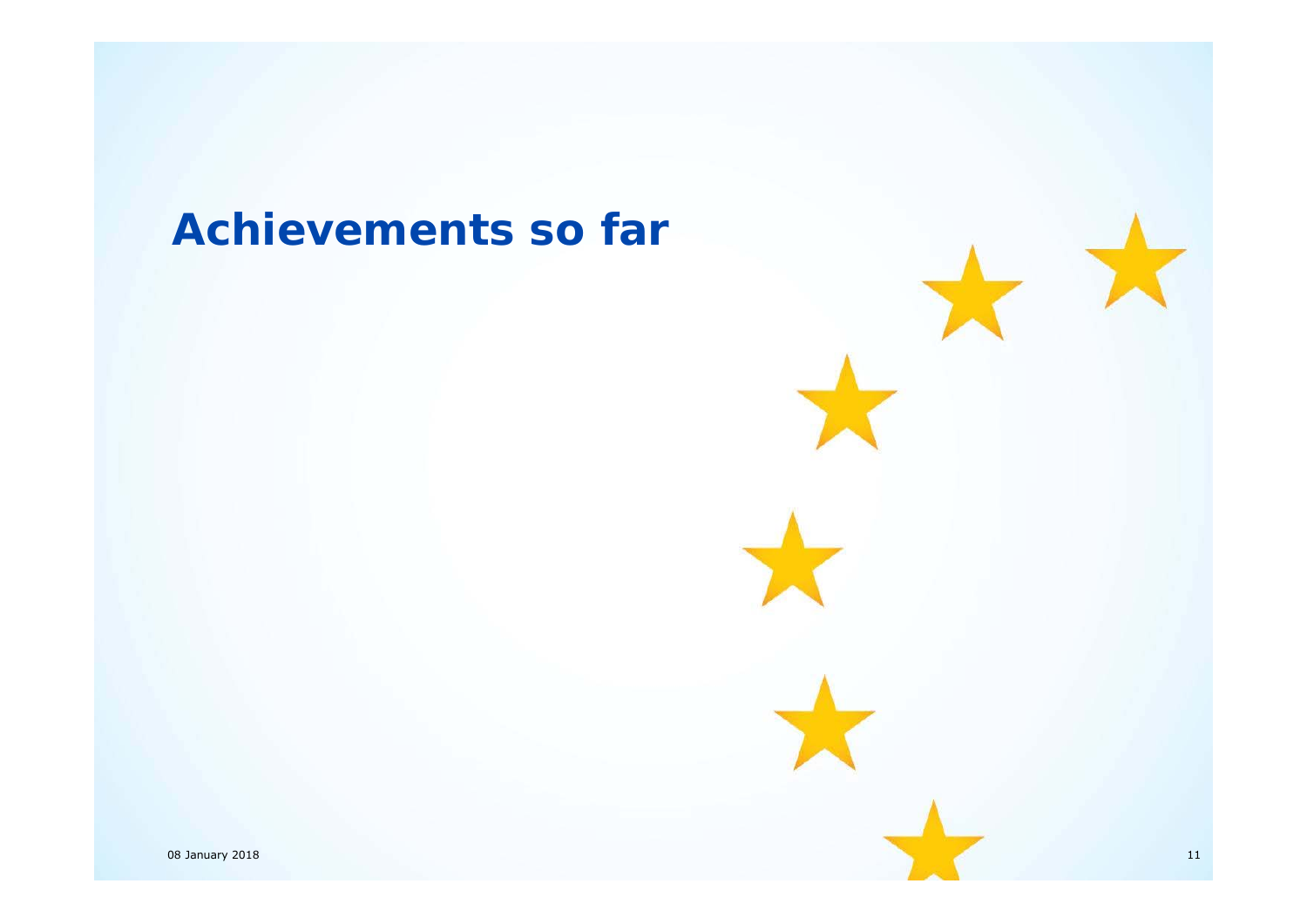# Achievements so far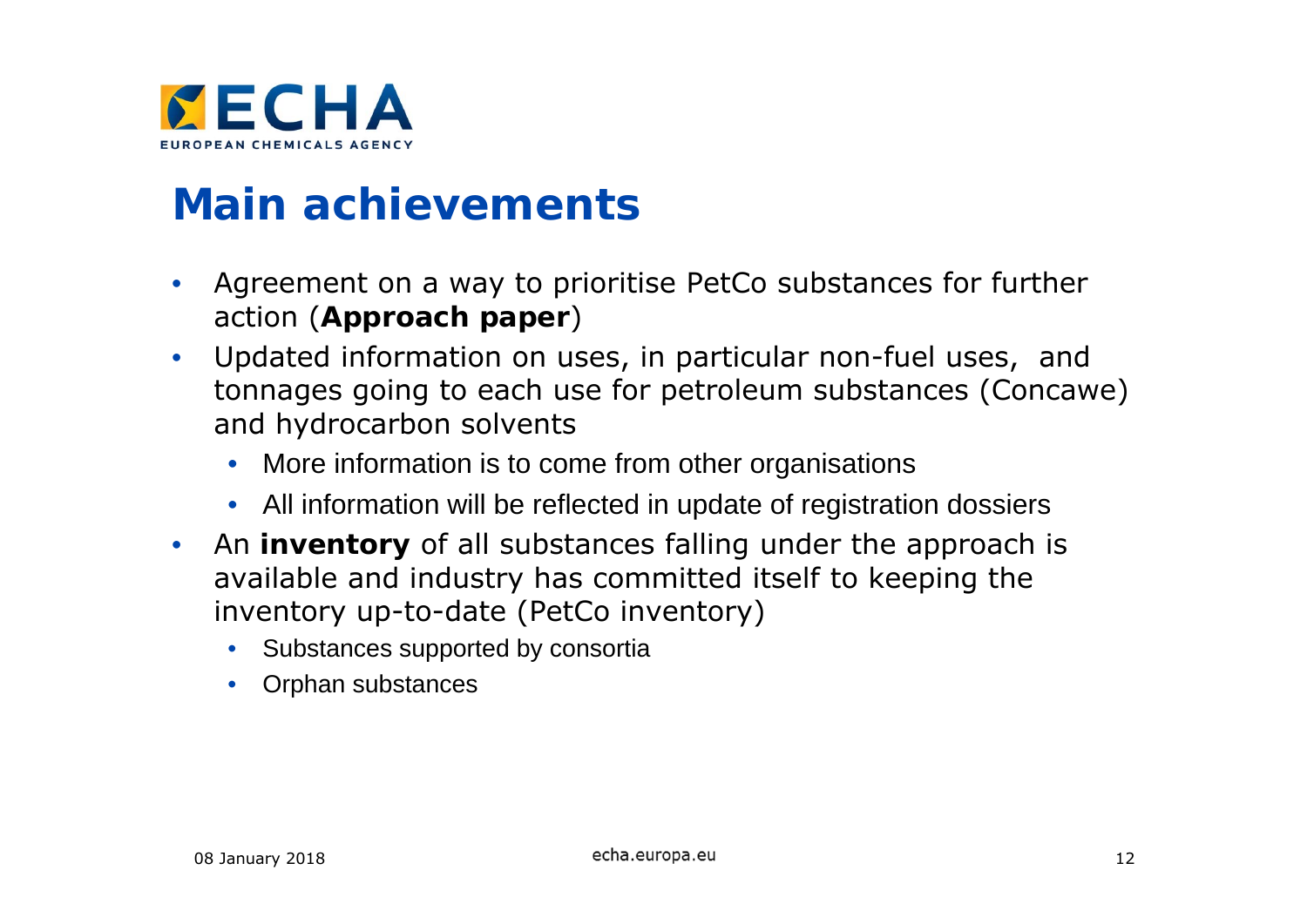# Main achievements

- Agreement on a way to prioritise PetCo substances for further action (**Approach paper**)
- Updated information on uses, in particular non-fuel uses, and tonnages going to each use for petroleum substances (Concawe) and hydrocarbon solvents
  - More information is to come from other organisations
  - All information will be reflected in update of registration dossiers
- An **inventory** of all substances falling under the approach is available and industry has committed itself to keeping the inventory up-to-date (PetCo inventory)
  - Substances supported by consortia
  - Orphan substances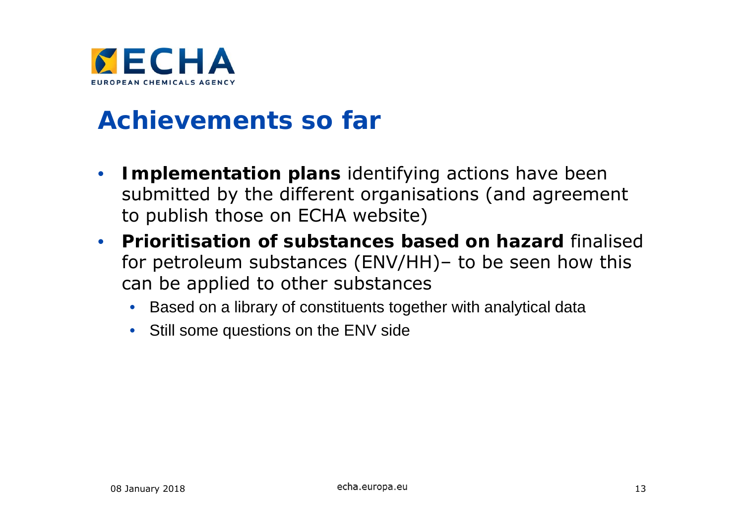# Achievements so far

- **Implementation plans** identifying actions have been submitted by the different organisations (and agreement to publish those on ECHA website)
- **Prioritisation of substances based on hazard** finalised for petroleum substances (ENV/HH)– to be seen how this can be applied to other substances
  - Based on a library of constituents together with analytical data
  - Still some questions on the ENV side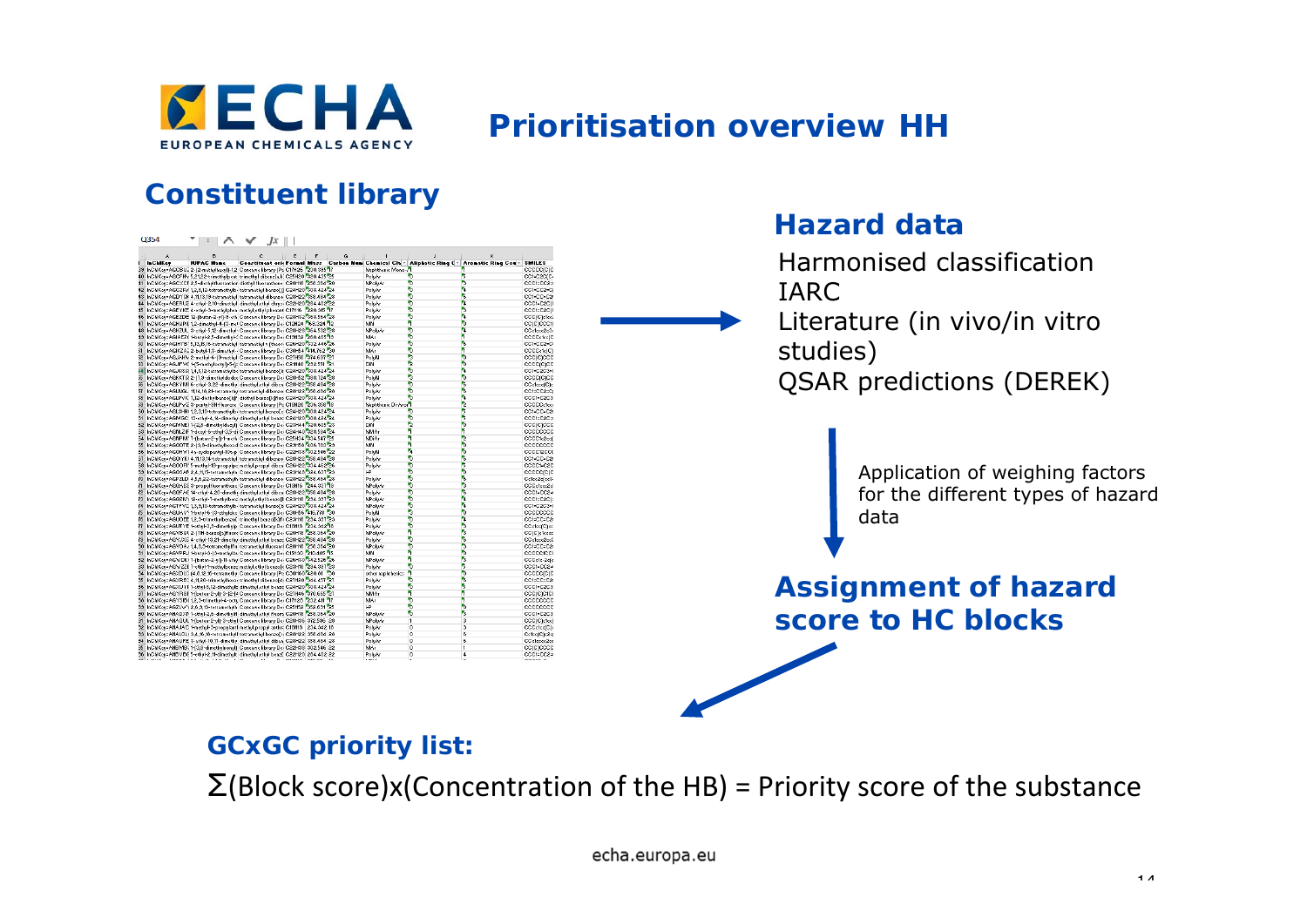# Prioritisation overview HH

## Constituent library

### Hazard data

Harmonised classification
IARC
Literature (in vivo/in vitro studies)
QSAR predictions (DEREK)

Application of weighing factors for the different types of hazard data

### Assignment of hazard score to HC blocks

### GCxGC priority list:

Σ(Block score)x(Concentration of the HB) = Priority score of the substance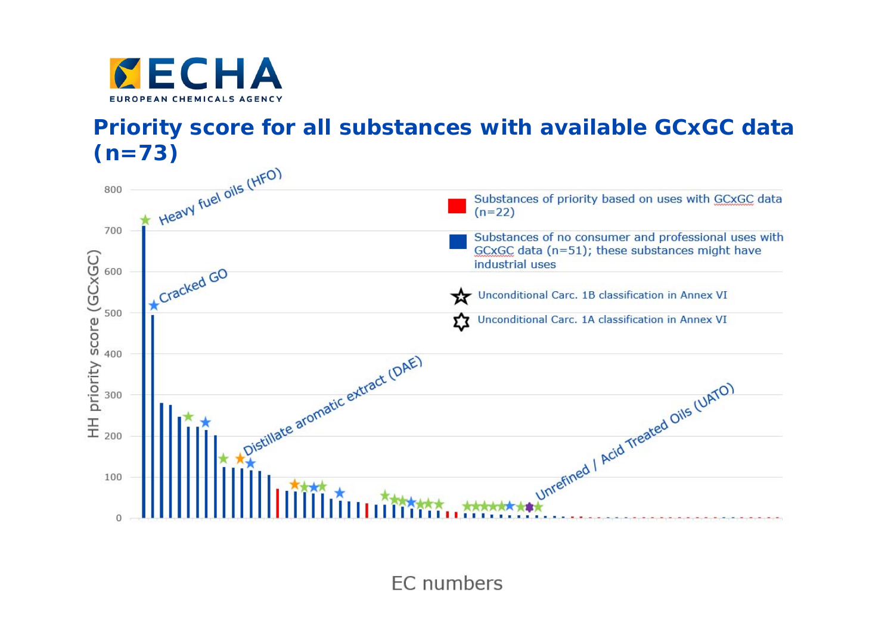# Priority score for all substances with available GCxGC data (n=73)

HH priority score (GCxGC)

Heavy fuel oils (HFO)

Cracked GO

Distillate aromatic extract (DAE)

Unrefined / Acid Treated Oils (UATO)

- Substances of priority based on uses with GCxGC data (n=22)
- Substances of no consumer and professional uses with GCxGC data (n=51); these substances might have industrial uses
- Unconditional Carc. 1B classification in Annex VI
- Unconditional Carc. 1A classification in Annex VI

EC numbers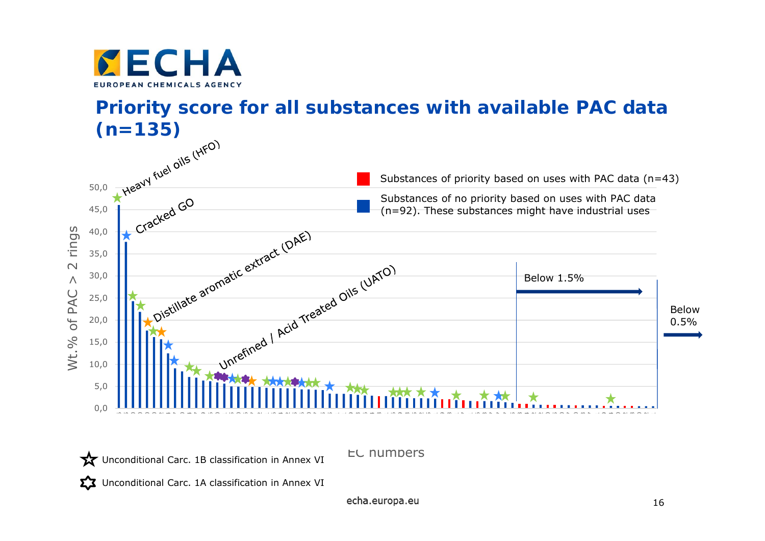# Priority score for all substances with available PAC data (n=135)

- Heavy fuel oils (HFO)
- Cracked GO
- Distillate aromatic extract (DAE)
- Unrefined / Acid Treated Oils (UATO)

Substances of priority based on uses with PAC data (n=43)

Substances of no priority based on uses with PAC data (n=92). These substances might have industrial uses

Below 1.5%

Below 0.5%

Wt.% of PAC > 2 rings

EC numbers

Unconditional Carc. 1B classification in Annex VI

Unconditional Carc. 1A classification in Annex VI

echa.europa.eu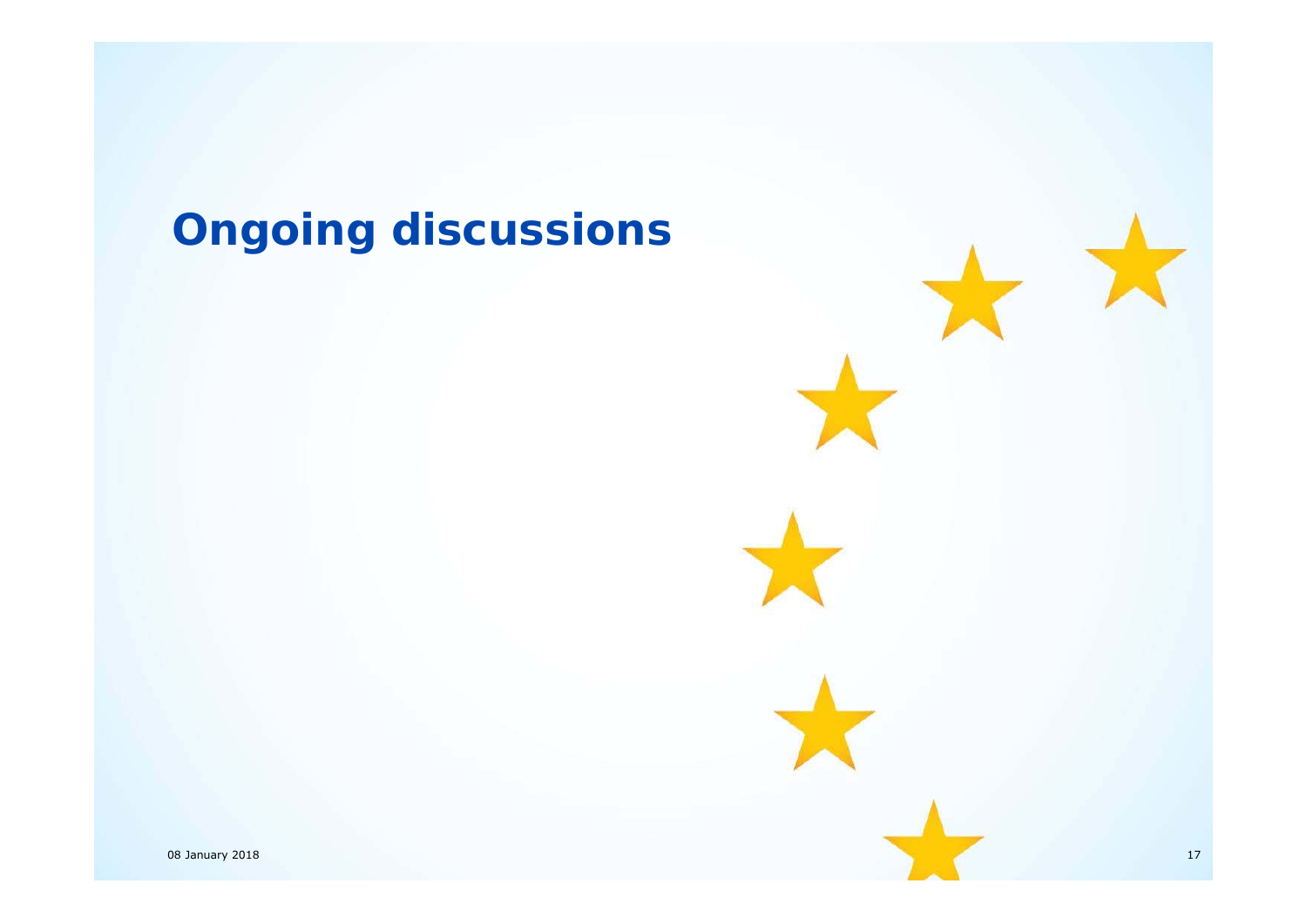# Ongoing discussions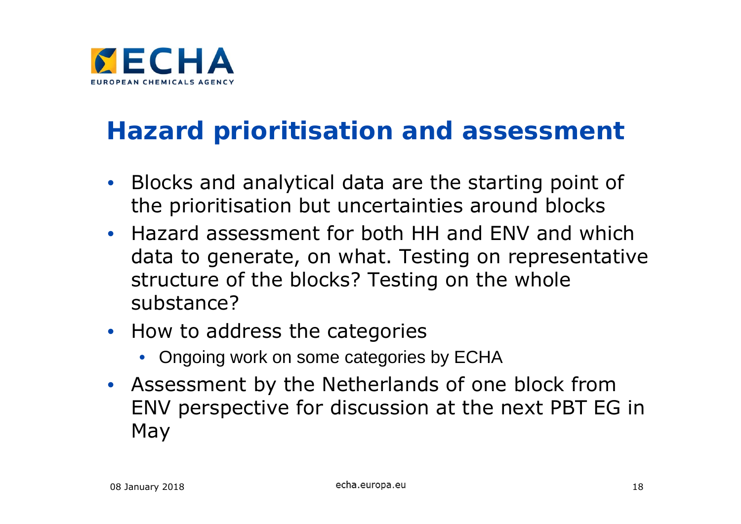# Hazard prioritisation and assessment

- Blocks and analytical data are the starting point of the prioritisation but uncertainties around blocks
- Hazard assessment for both HH and ENV and which data to generate, on what. Testing on representative structure of the blocks? Testing on the whole substance?
- How to address the categories
  - Ongoing work on some categories by ECHA
- Assessment by the Netherlands of one block from ENV perspective for discussion at the next PBT EG in May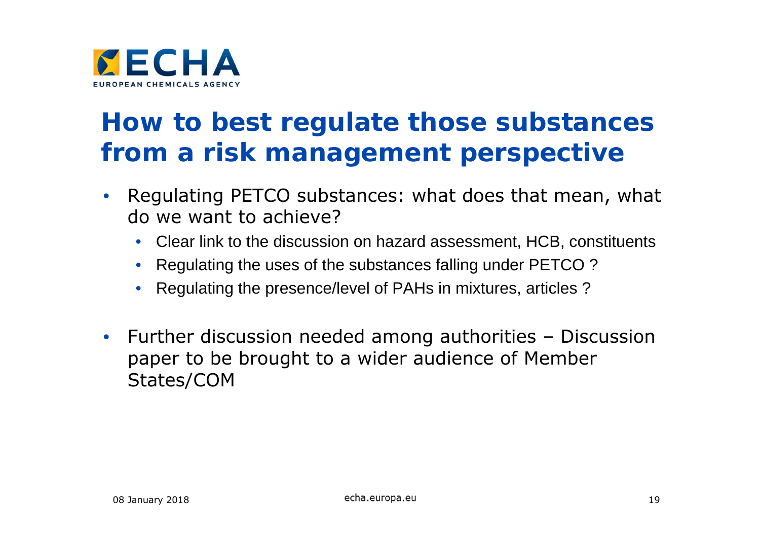# How to best regulate those substances from a risk management perspective

- Regulating PETCO substances: what does that mean, what do we want to achieve?
  - Clear link to the discussion on hazard assessment, HCB, constituents
  - Regulating the uses of the substances falling under PETCO ?
  - Regulating the presence/level of PAHs in mixtures, articles ?
- Further discussion needed among authorities – Discussion paper to be brought to a wider audience of Member States/COM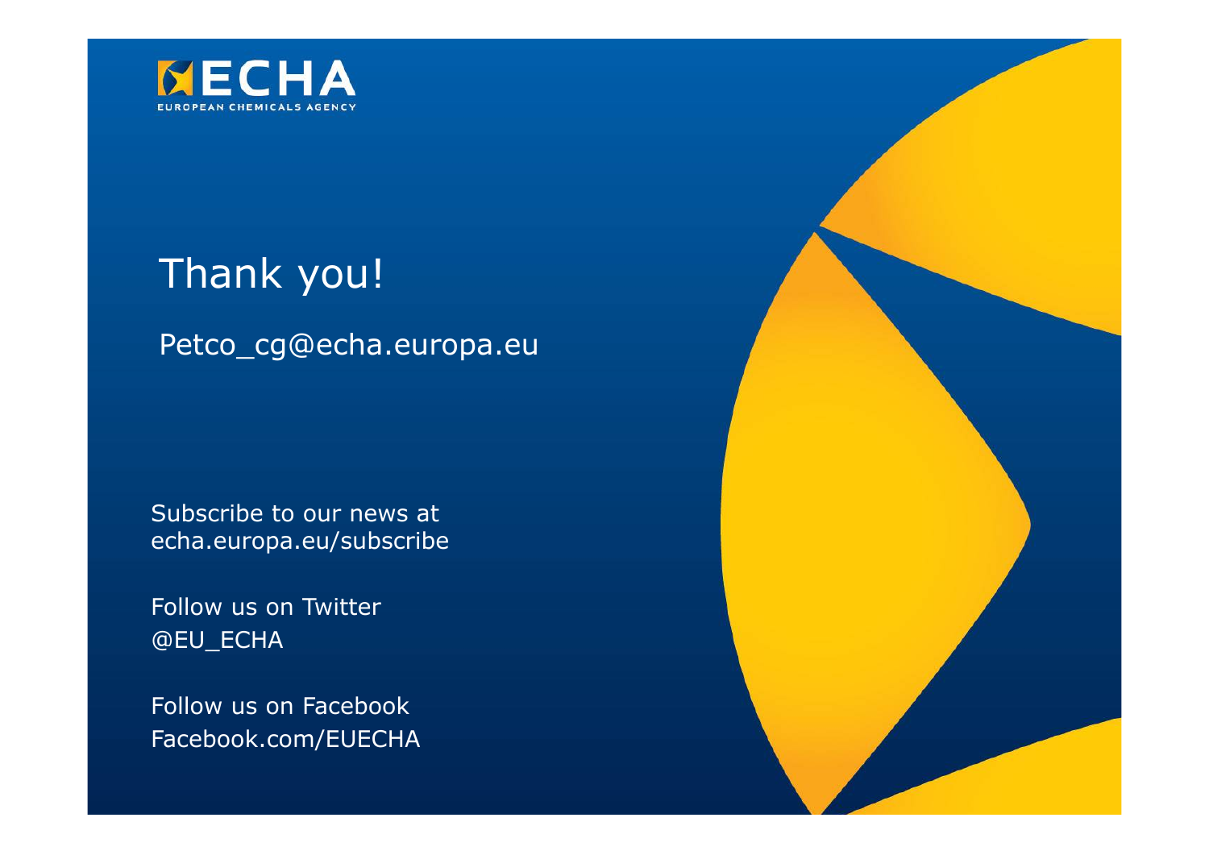ECHA

EUROPEAN CHEMICALS AGENCY

# Thank you!

Petco_cg@echa.europa.eu

Subscribe to our news at
echa.europa.eu/subscribe

Follow us on Twitter
@EU_ECHA

Follow us on Facebook
Facebook.com/EUECHA